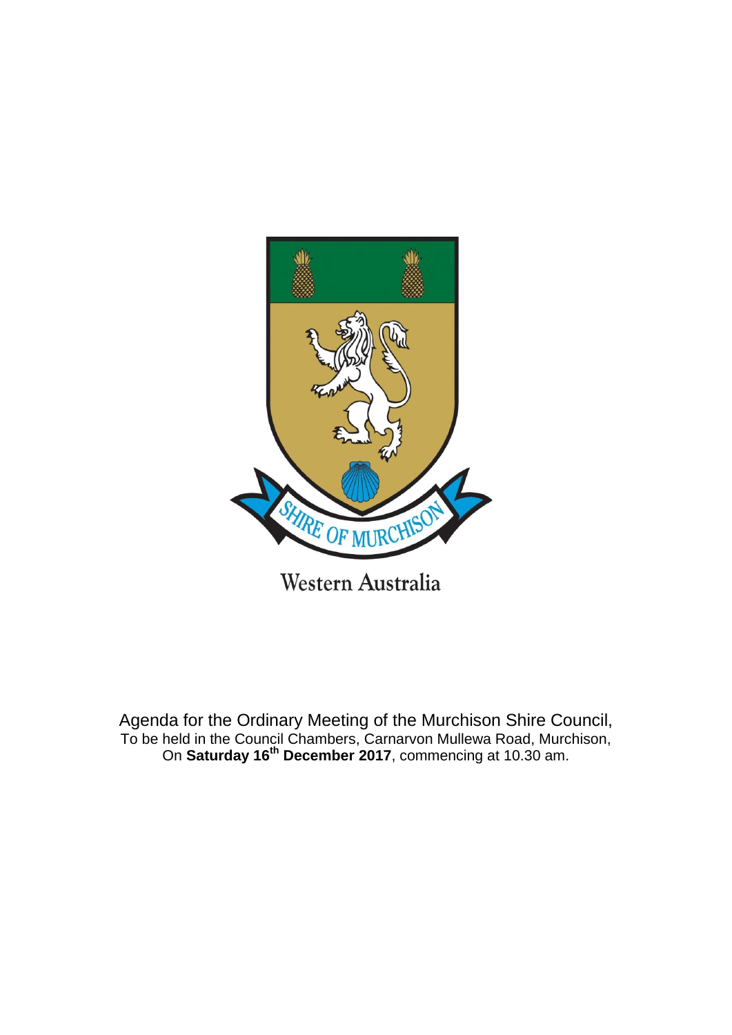SHIRE OF MURCHISON

Western Australia

Agenda for the Ordinary Meeting of the Murchison Shire Council,
To be held in the Council Chambers, Carnarvon Mullewa Road, Murchison,
On **Saturday 16th December 2017**, commencing at 10.30 am.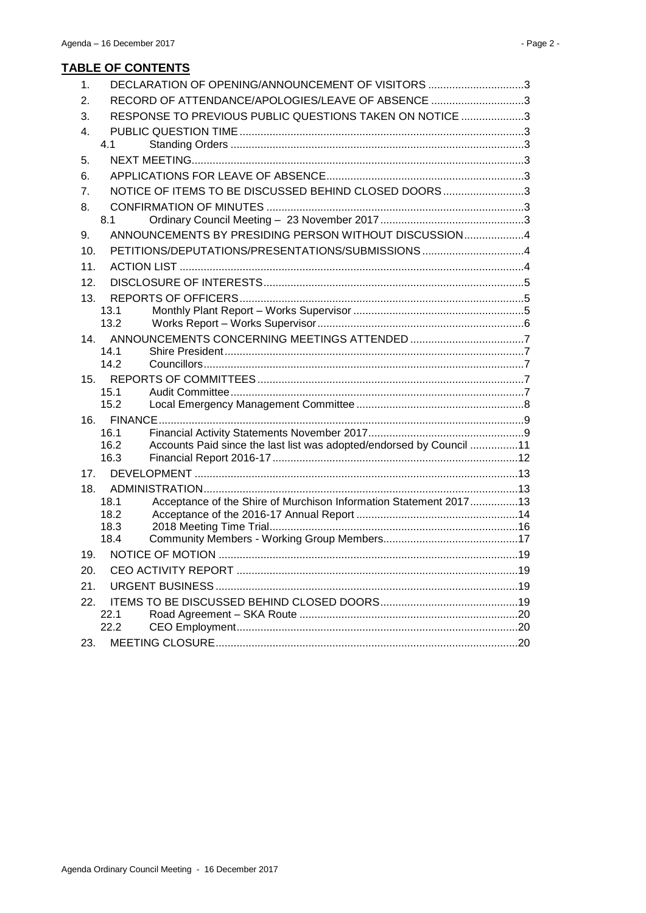## TABLE OF CONTENTS

1. DECLARATION OF OPENING/ANNOUNCEMENT OF VISITORS ....3
2. RECORD OF ATTENDANCE/APOLOGIES/LEAVE OF ABSENCE ....3
3. RESPONSE TO PREVIOUS PUBLIC QUESTIONS TAKEN ON NOTICE ....3
4. PUBLIC QUESTION TIME ....3
   - 4.1 Standing Orders ....3
5. NEXT MEETING ....3
6. APPLICATIONS FOR LEAVE OF ABSENCE ....3
7. NOTICE OF ITEMS TO BE DISCUSSED BEHIND CLOSED DOORS ....3
8. CONFIRMATION OF MINUTES ....3
   - 8.1 Ordinary Council Meeting – 23 November 2017 ....3
9. ANNOUNCEMENTS BY PRESIDING PERSON WITHOUT DISCUSSION ....4
10. PETITIONS/DEPUTATIONS/PRESENTATIONS/SUBMISSIONS ....4
11. ACTION LIST ....4
12. DISCLOSURE OF INTERESTS ....5
13. REPORTS OF OFFICERS ....5
    - 13.1 Monthly Plant Report – Works Supervisor ....5
    - 13.2 Works Report – Works Supervisor ....6
14. ANNOUNCEMENTS CONCERNING MEETINGS ATTENDED ....7
    - 14.1 Shire President ....7
    - 14.2 Councillors ....7
15. REPORTS OF COMMITTEES ....7
    - 15.1 Audit Committee ....7
    - 15.2 Local Emergency Management Committee ....8
16. FINANCE ....9
    - 16.1 Financial Activity Statements November 2017 ....9
    - 16.2 Accounts Paid since the last list was adopted/endorsed by Council ....11
    - 16.3 Financial Report 2016-17 ....12
17. DEVELOPMENT ....13
18. ADMINISTRATION ....13
    - 18.1 Acceptance of the Shire of Murchison Information Statement 2017 ....13
    - 18.2 Acceptance of the 2016-17 Annual Report ....14
    - 18.3 2018 Meeting Time Trial ....16
    - 18.4 Community Members - Working Group Members ....17
19. NOTICE OF MOTION ....19
20. CEO ACTIVITY REPORT ....19
21. URGENT BUSINESS ....19
22. ITEMS TO BE DISCUSSED BEHIND CLOSED DOORS ....19
    - 22.1 Road Agreement – SKA Route ....20
    - 22.2 CEO Employment ....20
23. MEETING CLOSURE ....20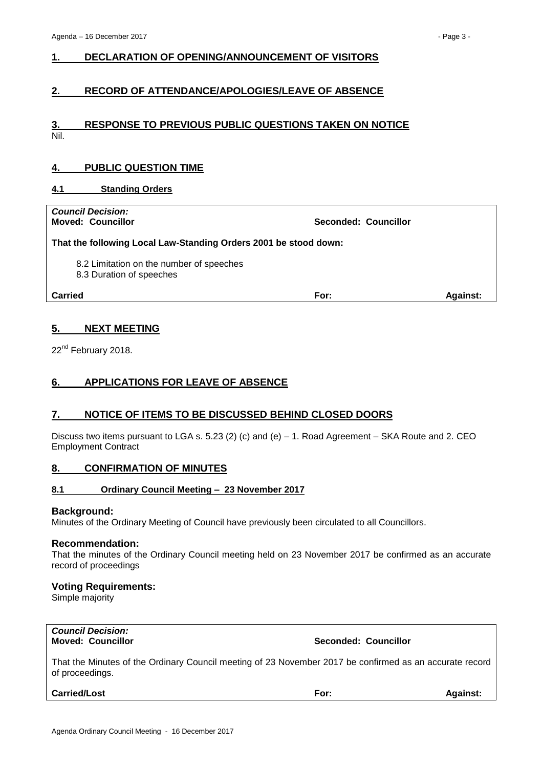## 1. DECLARATION OF OPENING/ANNOUNCEMENT OF VISITORS

## 2. RECORD OF ATTENDANCE/APOLOGIES/LEAVE OF ABSENCE

## 3. RESPONSE TO PREVIOUS PUBLIC QUESTIONS TAKEN ON NOTICE

Nil.

## 4. PUBLIC QUESTION TIME

### 4.1 Standing Orders

***Council Decision:***
**Moved: Councillor** **Seconded: Councillor**

**That the following Local Law-Standing Orders 2001 be stood down:**

8.2 Limitation on the number of speeches
8.3 Duration of speeches

**Carried** **For:** **Against:**

## 5. NEXT MEETING

22nd February 2018.

## 6. APPLICATIONS FOR LEAVE OF ABSENCE

## 7. NOTICE OF ITEMS TO BE DISCUSSED BEHIND CLOSED DOORS

Discuss two items pursuant to LGA s. 5.23 (2) (c) and (e) – 1. Road Agreement – SKA Route and 2. CEO Employment Contract

## 8. CONFIRMATION OF MINUTES

### 8.1 Ordinary Council Meeting – 23 November 2017

**Background:**
Minutes of the Ordinary Meeting of Council have previously been circulated to all Councillors.

**Recommendation:**
That the minutes of the Ordinary Council meeting held on 23 November 2017 be confirmed as an accurate record of proceedings

**Voting Requirements:**
Simple majority

***Council Decision:***
**Moved: Councillor** **Seconded: Councillor**

That the Minutes of the Ordinary Council meeting of 23 November 2017 be confirmed as an accurate record of proceedings.

**Carried/Lost** **For:** **Against:**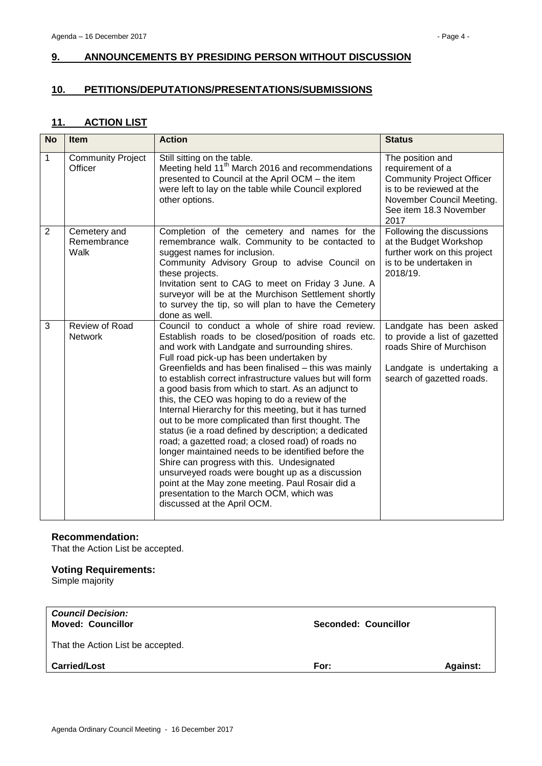## 9. ANNOUNCEMENTS BY PRESIDING PERSON WITHOUT DISCUSSION

## 10. PETITIONS/DEPUTATIONS/PRESENTATIONS/SUBMISSIONS

## 11. ACTION LIST

| No | Item | Action | Status |
|---|---|---|---|
| 1 | Community Project Officer | Still sitting on the table.<br>Meeting held 11th March 2016 and recommendations presented to Council at the April OCM – the item were left to lay on the table while Council explored other options. | The position and requirement of a Community Project Officer is to be reviewed at the November Council Meeting. See item 18.3 November 2017 |
| 2 | Cemetery and Remembrance Walk | Completion of the cemetery and names for the remembrance walk. Community to be contacted to suggest names for inclusion.<br>Community Advisory Group to advise Council on these projects.<br>Invitation sent to CAG to meet on Friday 3 June. A surveyor will be at the Murchison Settlement shortly to survey the tip, so will plan to have the Cemetery done as well. | Following the discussions at the Budget Workshop further work on this project is to be undertaken in 2018/19. |
| 3 | Review of Road Network | Council to conduct a whole of shire road review. Establish roads to be closed/position of roads etc. and work with Landgate and surrounding shires.<br>Full road pick-up has been undertaken by Greenfields and has been finalised – this was mainly to establish correct infrastructure values but will form a good basis from which to start. As an adjunct to this, the CEO was hoping to do a review of the Internal Hierarchy for this meeting, but it has turned out to be more complicated than first thought. The status (ie a road defined by description; a dedicated road; a gazetted road; a closed road) of roads no longer maintained needs to be identified before the Shire can progress with this. Undesignated unsurveyed roads were bought up as a discussion point at the May zone meeting. Paul Rosair did a presentation to the March OCM, which was discussed at the April OCM. | Landgate has been asked to provide a list of gazetted roads Shire of Murchison<br><br>Landgate is undertaking a search of gazetted roads. |

### Recommendation:

That the Action List be accepted.

### Voting Requirements:

Simple majority

| ***Council Decision:*** **Moved: Councillor** | **Seconded: Councillor** | |
|---|---|---|
| That the Action List be accepted. | | |
| **Carried/Lost** | **For:** | **Against:** |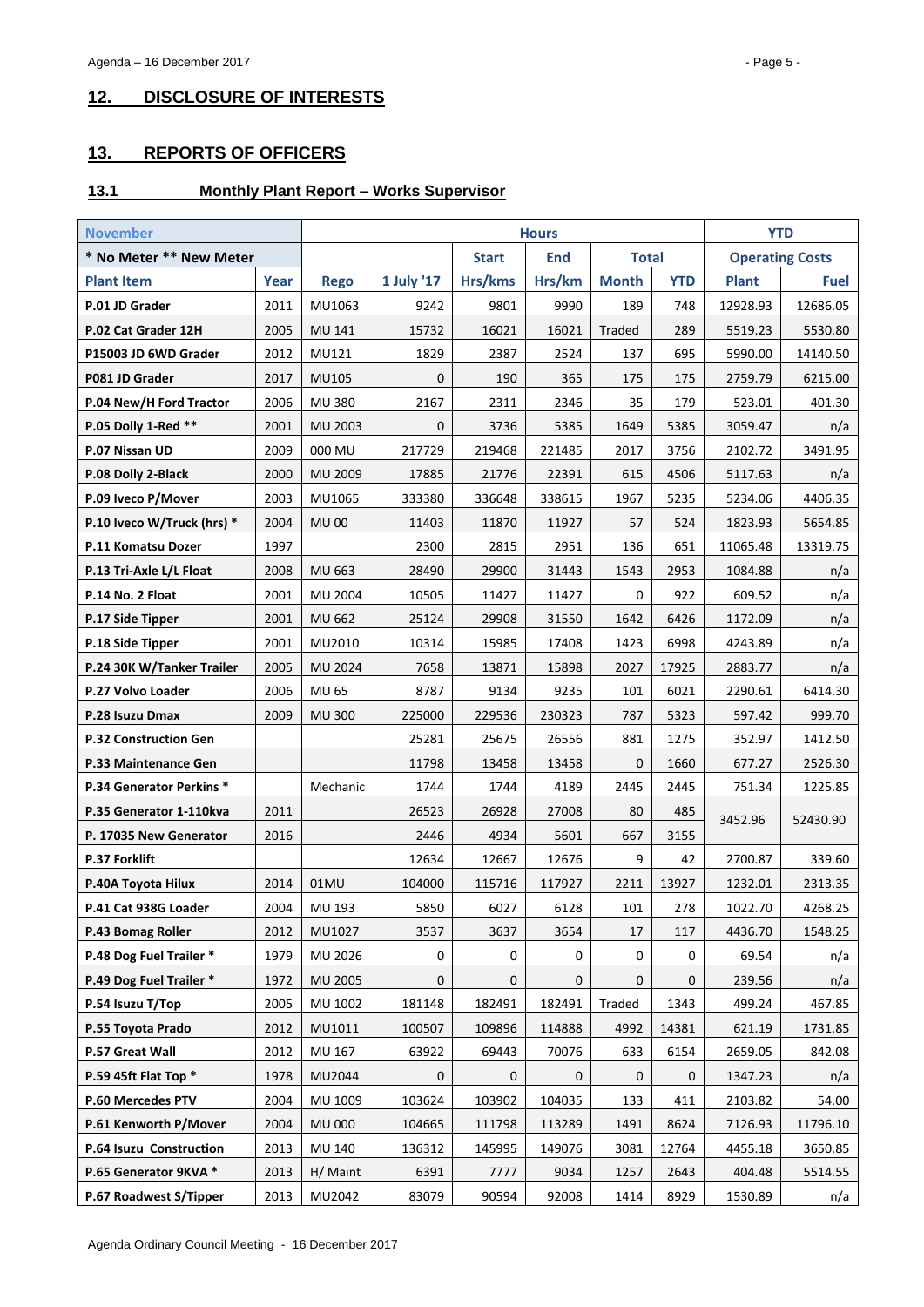## 12. DISCLOSURE OF INTERESTS

## 13. REPORTS OF OFFICERS

### 13.1 Monthly Plant Report – Works Supervisor

| November | | | Hours | | | | | YTD | |
|---|---|---|---|---|---|---|---|---|---|
| * No Meter ** New Meter | | | | Start | End | Total | | Operating Costs | |
| Plant Item | Year | Rego | 1 July '17 | Hrs/kms | Hrs/km | Month | YTD | Plant | Fuel |
| P.01 JD Grader | 2011 | MU1063 | 9242 | 9801 | 9990 | 189 | 748 | 12928.93 | 12686.05 |
| P.02 Cat Grader 12H | 2005 | MU 141 | 15732 | 16021 | 16021 | Traded | 289 | 5519.23 | 5530.80 |
| P15003 JD 6WD Grader | 2012 | MU121 | 1829 | 2387 | 2524 | 137 | 695 | 5990.00 | 14140.50 |
| P081 JD Grader | 2017 | MU105 | 0 | 190 | 365 | 175 | 175 | 2759.79 | 6215.00 |
| P.04 New/H Ford Tractor | 2006 | MU 380 | 2167 | 2311 | 2346 | 35 | 179 | 523.01 | 401.30 |
| P.05 Dolly 1-Red ** | 2001 | MU 2003 | 0 | 3736 | 5385 | 1649 | 5385 | 3059.47 | n/a |
| P.07 Nissan UD | 2009 | 000 MU | 217729 | 219468 | 221485 | 2017 | 3756 | 2102.72 | 3491.95 |
| P.08 Dolly 2-Black | 2000 | MU 2009 | 17885 | 21776 | 22391 | 615 | 4506 | 5117.63 | n/a |
| P.09 Iveco P/Mover | 2003 | MU1065 | 333380 | 336648 | 338615 | 1967 | 5235 | 5234.06 | 4406.35 |
| P.10 Iveco W/Truck (hrs) * | 2004 | MU 00 | 11403 | 11870 | 11927 | 57 | 524 | 1823.93 | 5654.85 |
| P.11 Komatsu Dozer | 1997 | | 2300 | 2815 | 2951 | 136 | 651 | 11065.48 | 13319.75 |
| P.13 Tri-Axle L/L Float | 2008 | MU 663 | 28490 | 29900 | 31443 | 1543 | 2953 | 1084.88 | n/a |
| P.14 No. 2 Float | 2001 | MU 2004 | 10505 | 11427 | 11427 | 0 | 922 | 609.52 | n/a |
| P.17 Side Tipper | 2001 | MU 662 | 25124 | 29908 | 31550 | 1642 | 6426 | 1172.09 | n/a |
| P.18 Side Tipper | 2001 | MU2010 | 10314 | 15985 | 17408 | 1423 | 6998 | 4243.89 | n/a |
| P.24 30K W/Tanker Trailer | 2005 | MU 2024 | 7658 | 13871 | 15898 | 2027 | 17925 | 2883.77 | n/a |
| P.27 Volvo Loader | 2006 | MU 65 | 8787 | 9134 | 9235 | 101 | 6021 | 2290.61 | 6414.30 |
| P.28 Isuzu Dmax | 2009 | MU 300 | 225000 | 229536 | 230323 | 787 | 5323 | 597.42 | 999.70 |
| P.32 Construction Gen | | | 25281 | 25675 | 26556 | 881 | 1275 | 352.97 | 1412.50 |
| P.33 Maintenance Gen | | | 11798 | 13458 | 13458 | 0 | 1660 | 677.27 | 2526.30 |
| P.34 Generator Perkins * | | Mechanic | 1744 | 1744 | 4189 | 2445 | 2445 | 751.34 | 1225.85 |
| P.35 Generator 1-110kva | 2011 | | 26523 | 26928 | 27008 | 80 | 485 | 3452.96 | 52430.90 |
| P. 17035 New Generator | 2016 | | 2446 | 4934 | 5601 | 667 | 3155 | | |
| P.37 Forklift | | | 12634 | 12667 | 12676 | 9 | 42 | 2700.87 | 339.60 |
| P.40A Toyota Hilux | 2014 | 01MU | 104000 | 115716 | 117927 | 2211 | 13927 | 1232.01 | 2313.35 |
| P.41 Cat 938G Loader | 2004 | MU 193 | 5850 | 6027 | 6128 | 101 | 278 | 1022.70 | 4268.25 |
| P.43 Bomag Roller | 2012 | MU1027 | 3537 | 3637 | 3654 | 17 | 117 | 4436.70 | 1548.25 |
| P.48 Dog Fuel Trailer * | 1979 | MU 2026 | 0 | 0 | 0 | 0 | 0 | 69.54 | n/a |
| P.49 Dog Fuel Trailer * | 1972 | MU 2005 | 0 | 0 | 0 | 0 | 0 | 239.56 | n/a |
| P.54 Isuzu T/Top | 2005 | MU 1002 | 181148 | 182491 | 182491 | Traded | 1343 | 499.24 | 467.85 |
| P.55 Toyota Prado | 2012 | MU1011 | 100507 | 109896 | 114888 | 4992 | 14381 | 621.19 | 1731.85 |
| P.57 Great Wall | 2012 | MU 167 | 63922 | 69443 | 70076 | 633 | 6154 | 2659.05 | 842.08 |
| P.59 45ft Flat Top * | 1978 | MU2044 | 0 | 0 | 0 | 0 | 0 | 1347.23 | n/a |
| P.60 Mercedes PTV | 2004 | MU 1009 | 103624 | 103902 | 104035 | 133 | 411 | 2103.82 | 54.00 |
| P.61 Kenworth P/Mover | 2004 | MU 000 | 104665 | 111798 | 113289 | 1491 | 8624 | 7126.93 | 11796.10 |
| P.64 Isuzu Construction | 2013 | MU 140 | 136312 | 145995 | 149076 | 3081 | 12764 | 4455.18 | 3650.85 |
| P.65 Generator 9KVA * | 2013 | H/ Maint | 6391 | 7777 | 9034 | 1257 | 2643 | 404.48 | 5514.55 |
| P.67 Roadwest S/Tipper | 2013 | MU2042 | 83079 | 90594 | 92008 | 1414 | 8929 | 1530.89 | n/a |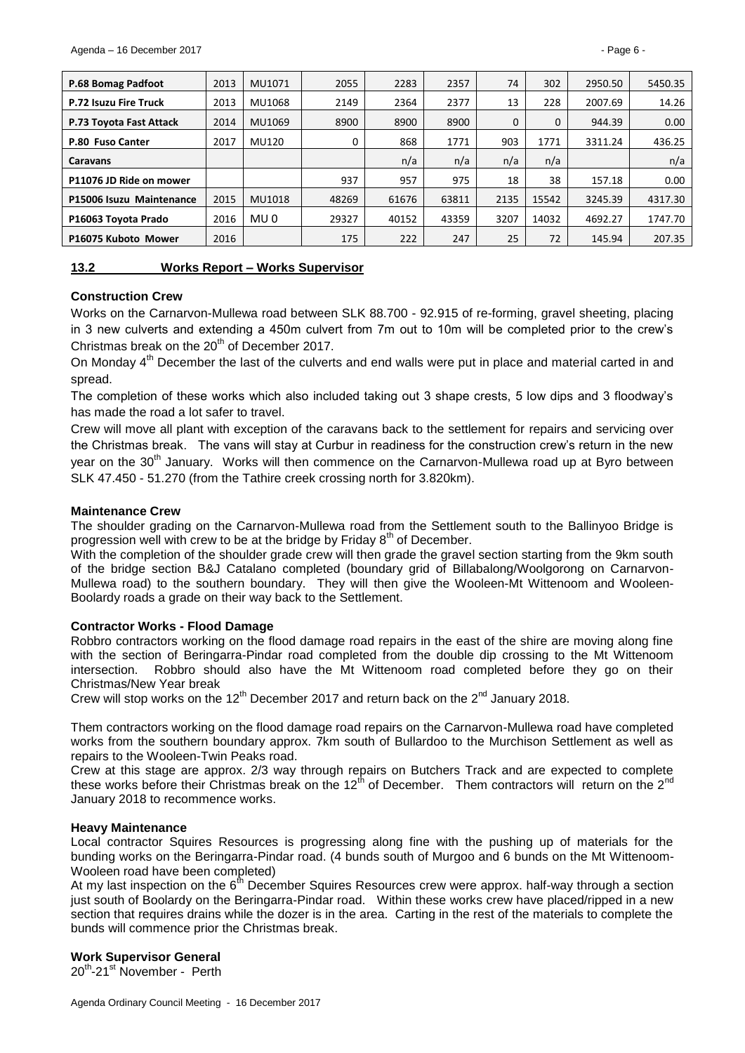| P.68 Bomag Padfoot | 2013 | MU1071 | 2055 | 2283 | 2357 | 74 | 302 | 2950.50 | 5450.35 |
|---|---|---|---|---|---|---|---|---|---|
| P.72 Isuzu Fire Truck | 2013 | MU1068 | 2149 | 2364 | 2377 | 13 | 228 | 2007.69 | 14.26 |
| P.73 Toyota Fast Attack | 2014 | MU1069 | 8900 | 8900 | 8900 | 0 | 0 | 944.39 | 0.00 |
| P.80 Fuso Canter | 2017 | MU120 | 0 | 868 | 1771 | 903 | 1771 | 3311.24 | 436.25 |
| Caravans | | | | n/a | n/a | n/a | n/a | | n/a |
| P11076 JD Ride on mower | | | 937 | 957 | 975 | 18 | 38 | 157.18 | 0.00 |
| P15006 Isuzu Maintenance | 2015 | MU1018 | 48269 | 61676 | 63811 | 2135 | 15542 | 3245.39 | 4317.30 |
| P16063 Toyota Prado | 2016 | MU 0 | 29327 | 40152 | 43359 | 3207 | 14032 | 4692.27 | 1747.70 |
| P16075 Kuboto Mower | 2016 | | 175 | 222 | 247 | 25 | 72 | 145.94 | 207.35 |

## 13.2 Works Report – Works Supervisor

**Construction Crew**

Works on the Carnarvon-Mullewa road between SLK 88.700 - 92.915 of re-forming, gravel sheeting, placing in 3 new culverts and extending a 450m culvert from 7m out to 10m will be completed prior to the crew's Christmas break on the 20th of December 2017.

On Monday 4th December the last of the culverts and end walls were put in place and material carted in and spread.

The completion of these works which also included taking out 3 shape crests, 5 low dips and 3 floodway's has made the road a lot safer to travel.

Crew will move all plant with exception of the caravans back to the settlement for repairs and servicing over the Christmas break. The vans will stay at Curbur in readiness for the construction crew's return in the new year on the 30th January. Works will then commence on the Carnarvon-Mullewa road up at Byro between SLK 47.450 - 51.270 (from the Tathire creek crossing north for 3.820km).

**Maintenance Crew**

The shoulder grading on the Carnarvon-Mullewa road from the Settlement south to the Ballinyoo Bridge is progression well with crew to be at the bridge by Friday 8th of December.

With the completion of the shoulder grade crew will then grade the gravel section starting from the 9km south of the bridge section B&J Catalano completed (boundary grid of Billabalong/Woolgorong on Carnarvon-Mullewa road) to the southern boundary. They will then give the Wooleen-Mt Wittenoom and Wooleen-Boolardy roads a grade on their way back to the Settlement.

**Contractor Works - Flood Damage**

Robbro contractors working on the flood damage road repairs in the east of the shire are moving along fine with the section of Beringarra-Pindar road completed from the double dip crossing to the Mt Wittenoom intersection. Robbro should also have the Mt Wittenoom road completed before they go on their Christmas/New Year break

Crew will stop works on the 12th December 2017 and return back on the 2nd January 2018.

Them contractors working on the flood damage road repairs on the Carnarvon-Mullewa road have completed works from the southern boundary approx. 7km south of Bullardoo to the Murchison Settlement as well as repairs to the Wooleen-Twin Peaks road.

Crew at this stage are approx. 2/3 way through repairs on Butchers Track and are expected to complete these works before their Christmas break on the 12th of December. Them contractors will return on the 2nd January 2018 to recommence works.

**Heavy Maintenance**

Local contractor Squires Resources is progressing along fine with the pushing up of materials for the bunding works on the Beringarra-Pindar road. (4 bunds south of Murgoo and 6 bunds on the Mt Wittenoom-Wooleen road have been completed)

At my last inspection on the 6th December Squires Resources crew were approx. half-way through a section just south of Boolardy on the Beringarra-Pindar road. Within these works crew have placed/ripped in a new section that requires drains while the dozer is in the area. Carting in the rest of the materials to complete the bunds will commence prior the Christmas break.

**Work Supervisor General**

20th-21st November - Perth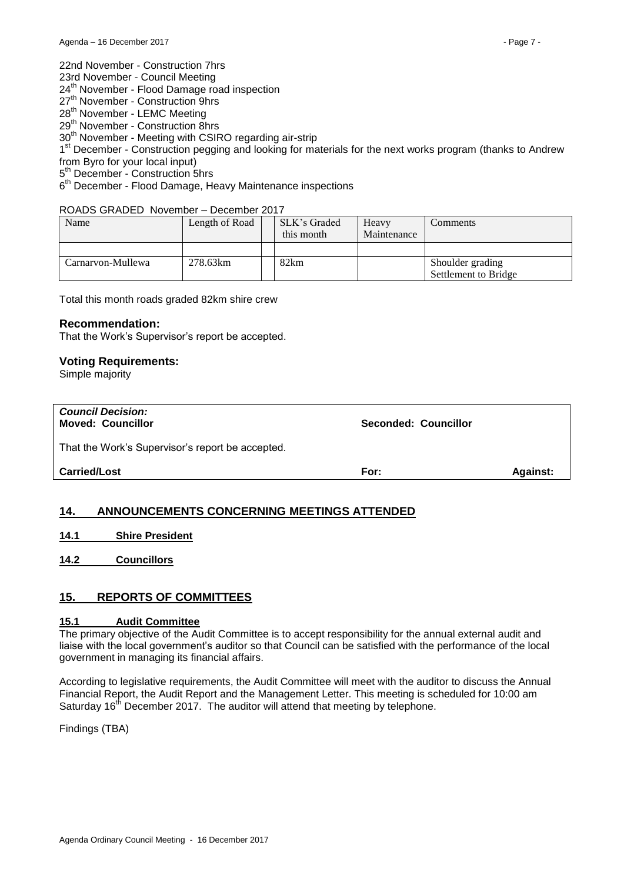22nd November - Construction 7hrs
23rd November - Council Meeting
24th November - Flood Damage road inspection
27th November - Construction 9hrs
28th November - LEMC Meeting
29th November - Construction 8hrs
30th November - Meeting with CSIRO regarding air-strip
1st December - Construction pegging and looking for materials for the next works program (thanks to Andrew from Byro for your local input)
5th December - Construction 5hrs
6th December - Flood Damage, Heavy Maintenance inspections

ROADS GRADED November – December 2017

| Name | Length of Road | | SLK's Graded this month | Heavy Maintenance | Comments |
|---|---|---|---|---|---|
| | | | | | |
| Carnarvon-Mullewa | 278.63km | | 82km | | Shoulder grading Settlement to Bridge |

Total this month roads graded 82km shire crew

### Recommendation:

That the Work's Supervisor's report be accepted.

### Voting Requirements:

Simple majority

***Council Decision:***
**Moved: Councillor** **Seconded: Councillor**

That the Work's Supervisor's report be accepted.

**Carried/Lost** **For:** **Against:**

## 14. ANNOUNCEMENTS CONCERNING MEETINGS ATTENDED

### 14.1 Shire President

### 14.2 Councillors

## 15. REPORTS OF COMMITTEES

### 15.1 Audit Committee

The primary objective of the Audit Committee is to accept responsibility for the annual external audit and liaise with the local government's auditor so that Council can be satisfied with the performance of the local government in managing its financial affairs.

According to legislative requirements, the Audit Committee will meet with the auditor to discuss the Annual Financial Report, the Audit Report and the Management Letter. This meeting is scheduled for 10:00 am Saturday 16th December 2017. The auditor will attend that meeting by telephone.

Findings (TBA)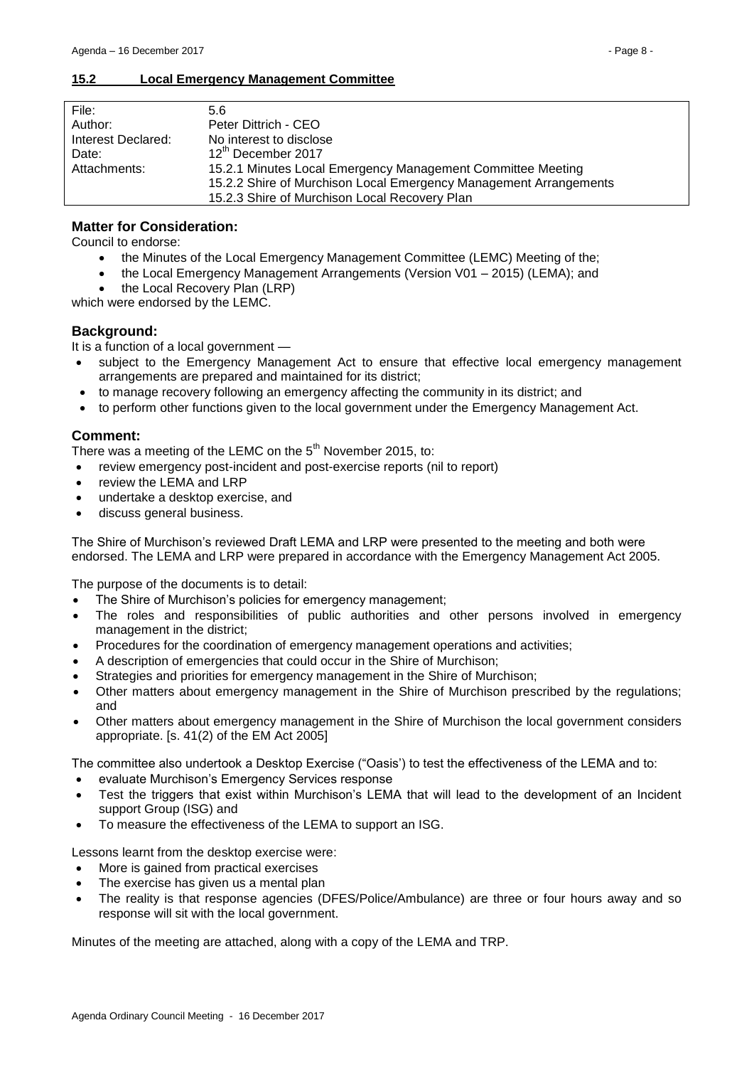## 15.2 Local Emergency Management Committee

| File: | 5.6 |
|---|---|
| Author: | Peter Dittrich - CEO |
| Interest Declared: | No interest to disclose |
| Date: | 12th December 2017 |
| Attachments: | 15.2.1 Minutes Local Emergency Management Committee Meeting<br>15.2.2 Shire of Murchison Local Emergency Management Arrangements<br>15.2.3 Shire of Murchison Local Recovery Plan |

### Matter for Consideration:

Council to endorse:

- the Minutes of the Local Emergency Management Committee (LEMC) Meeting of the;
- the Local Emergency Management Arrangements (Version V01 – 2015) (LEMA); and
- the Local Recovery Plan (LRP)

which were endorsed by the LEMC.

### Background:

It is a function of a local government —

- subject to the Emergency Management Act to ensure that effective local emergency management arrangements are prepared and maintained for its district;
- to manage recovery following an emergency affecting the community in its district; and
- to perform other functions given to the local government under the Emergency Management Act.

### Comment:

There was a meeting of the LEMC on the 5th November 2015, to:

- review emergency post-incident and post-exercise reports (nil to report)
- review the LEMA and LRP
- undertake a desktop exercise, and
- discuss general business.

The Shire of Murchison's reviewed Draft LEMA and LRP were presented to the meeting and both were endorsed. The LEMA and LRP were prepared in accordance with the Emergency Management Act 2005.

The purpose of the documents is to detail:

- The Shire of Murchison's policies for emergency management;
- The roles and responsibilities of public authorities and other persons involved in emergency management in the district;
- Procedures for the coordination of emergency management operations and activities;
- A description of emergencies that could occur in the Shire of Murchison;
- Strategies and priorities for emergency management in the Shire of Murchison;
- Other matters about emergency management in the Shire of Murchison prescribed by the regulations; and
- Other matters about emergency management in the Shire of Murchison the local government considers appropriate. [s. 41(2) of the EM Act 2005]

The committee also undertook a Desktop Exercise ("Oasis') to test the effectiveness of the LEMA and to:

- evaluate Murchison's Emergency Services response
- Test the triggers that exist within Murchison's LEMA that will lead to the development of an Incident support Group (ISG) and
- To measure the effectiveness of the LEMA to support an ISG.

Lessons learnt from the desktop exercise were:

- More is gained from practical exercises
- The exercise has given us a mental plan
- The reality is that response agencies (DFES/Police/Ambulance) are three or four hours away and so response will sit with the local government.

Minutes of the meeting are attached, along with a copy of the LEMA and TRP.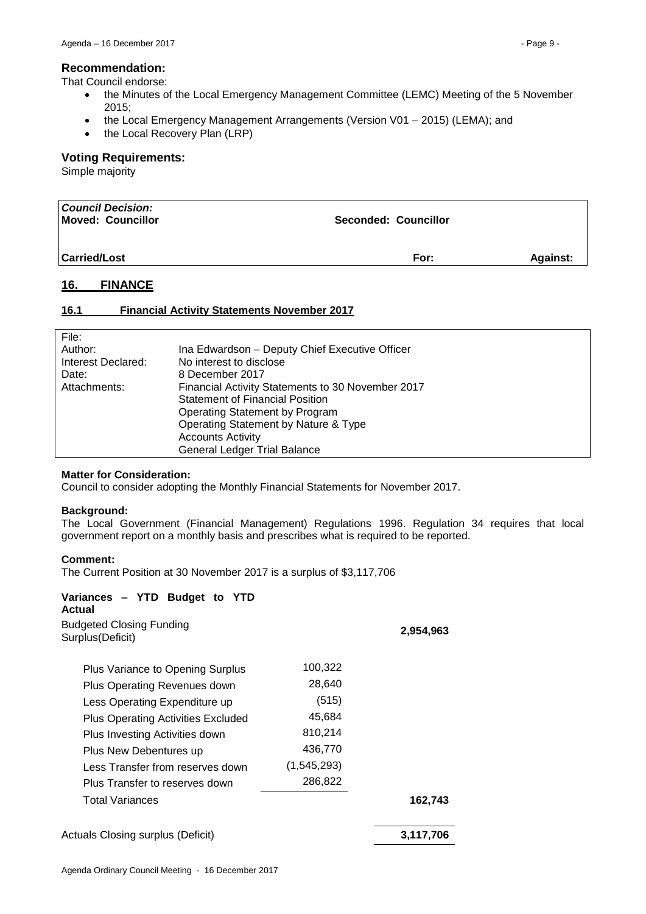**Recommendation:**

That Council endorse:

- the Minutes of the Local Emergency Management Committee (LEMC) Meeting of the 5 November 2015;
- the Local Emergency Management Arrangements (Version V01 – 2015) (LEMA); and
- the Local Recovery Plan (LRP)

**Voting Requirements:**

Simple majority

| ***Council Decision:*** **Moved: Councillor** | **Seconded: Councillor** | |
|---|---|---|
| **Carried/Lost** | **For:** | **Against:** |

## 16. FINANCE

### 16.1 Financial Activity Statements November 2017

| | |
|---|---|
| File: | |
| Author: | Ina Edwardson – Deputy Chief Executive Officer |
| Interest Declared: | No interest to disclose |
| Date: | 8 December 2017 |
| Attachments: | Financial Activity Statements to 30 November 2017<br>Statement of Financial Position<br>Operating Statement by Program<br>Operating Statement by Nature & Type<br>Accounts Activity<br>General Ledger Trial Balance |

**Matter for Consideration:**

Council to consider adopting the Monthly Financial Statements for November 2017.

**Background:**

The Local Government (Financial Management) Regulations 1996. Regulation 34 requires that local government report on a monthly basis and prescribes what is required to be reported.

**Comment:**

The Current Position at 30 November 2017 is a surplus of $3,117,706

**Variances – YTD Budget to YTD Actual**

| | | |
|---|---|---|
| Budgeted Closing Funding Surplus(Deficit) | | **2,954,963** |
| Plus Variance to Opening Surplus | 100,322 | |
| Plus Operating Revenues down | 28,640 | |
| Less Operating Expenditure up | (515) | |
| Plus Operating Activities Excluded | 45,684 | |
| Plus Investing Activities down | 810,214 | |
| Plus New Debentures up | 436,770 | |
| Less Transfer from reserves down | (1,545,293) | |
| Plus Transfer to reserves down | 286,822 | |
| Total Variances | | **162,743** |
| Actuals Closing surplus (Deficit) | | **3,117,706** |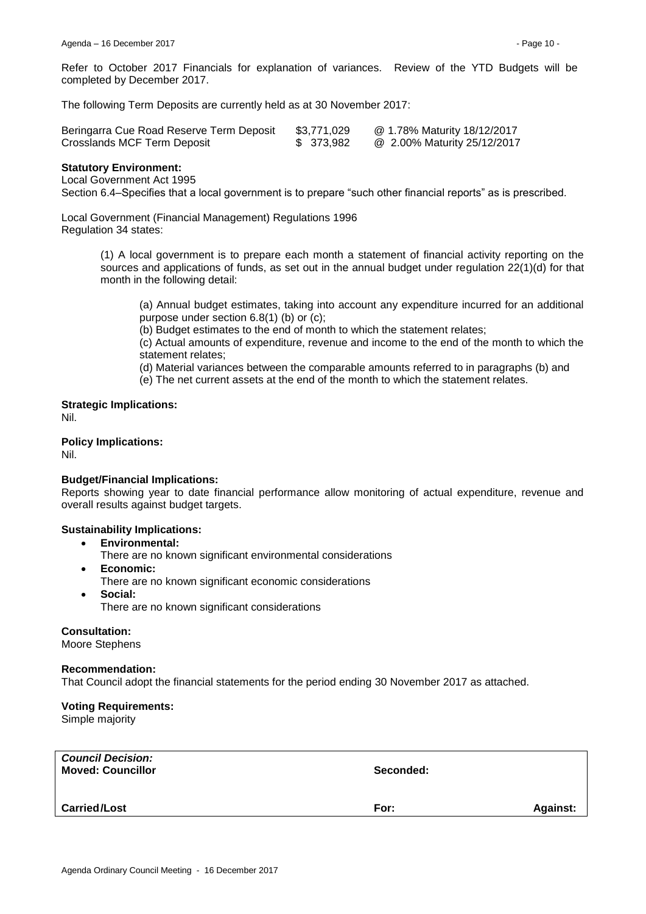Refer to October 2017 Financials for explanation of variances. Review of the YTD Budgets will be completed by December 2017.

The following Term Deposits are currently held as at 30 November 2017:

| | | |
|---|---|---|
| Beringarra Cue Road Reserve Term Deposit | $3,771,029 | @ 1.78% Maturity 18/12/2017 |
| Crosslands MCF Term Deposit | $ 373,982 | @ 2.00% Maturity 25/12/2017 |

**Statutory Environment:**
Local Government Act 1995
Section 6.4–Specifies that a local government is to prepare "such other financial reports" as is prescribed.

Local Government (Financial Management) Regulations 1996
Regulation 34 states:

> (1) A local government is to prepare each month a statement of financial activity reporting on the sources and applications of funds, as set out in the annual budget under regulation 22(1)(d) for that month in the following detail:
>
> > (a) Annual budget estimates, taking into account any expenditure incurred for an additional purpose under section 6.8(1) (b) or (c);
> > (b) Budget estimates to the end of month to which the statement relates;
> > (c) Actual amounts of expenditure, revenue and income to the end of the month to which the statement relates;
> > (d) Material variances between the comparable amounts referred to in paragraphs (b) and
> > (e) The net current assets at the end of the month to which the statement relates.

**Strategic Implications:**
Nil.

**Policy Implications:**
Nil.

**Budget/Financial Implications:**
Reports showing year to date financial performance allow monitoring of actual expenditure, revenue and overall results against budget targets.

**Sustainability Implications:**

- **Environmental:**
  There are no known significant environmental considerations
- **Economic:**
  There are no known significant economic considerations
- **Social:**
  There are no known significant considerations

**Consultation:**
Moore Stephens

**Recommendation:**
That Council adopt the financial statements for the period ending 30 November 2017 as attached.

**Voting Requirements:**
Simple majority

| ***Council Decision:*** **Moved: Councillor** | **Seconded:** | |
|---|---|---|
| **Carried/Lost** | **For:** | **Against:** |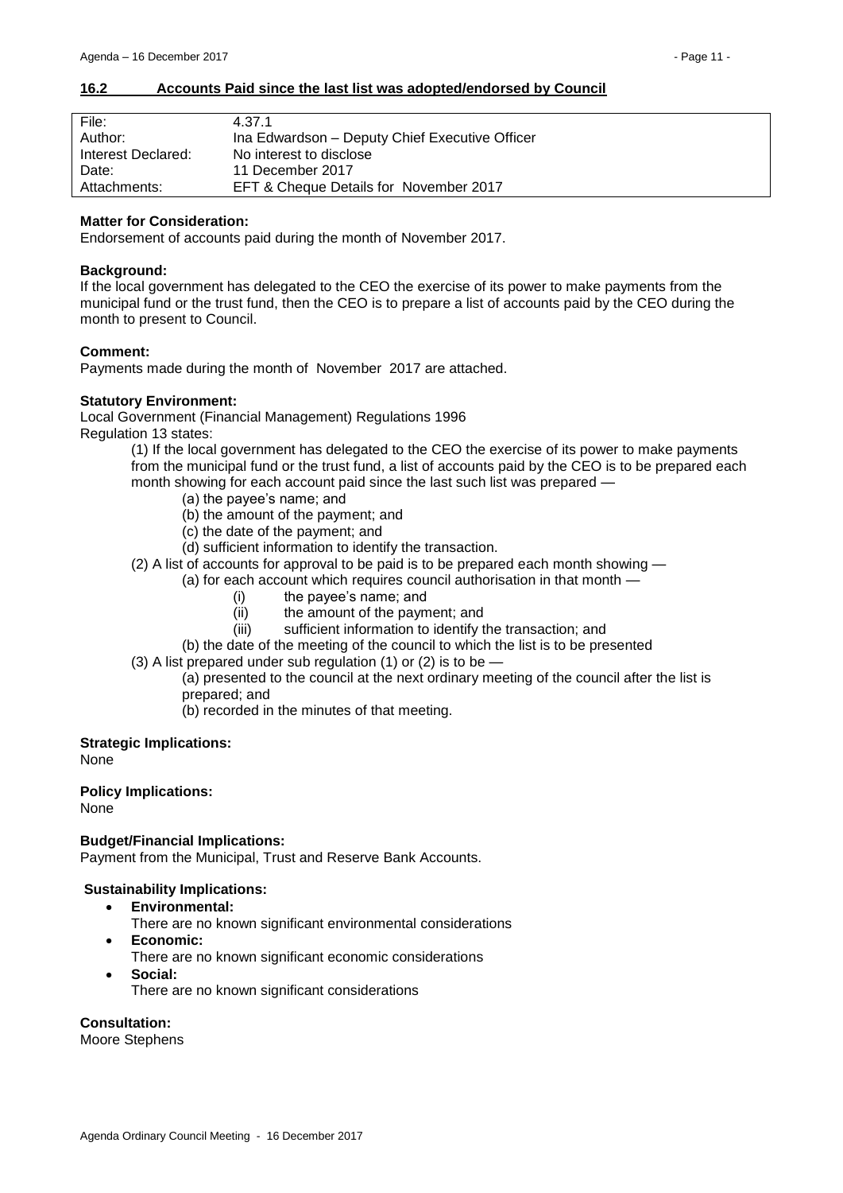## 16.2 Accounts Paid since the last list was adopted/endorsed by Council

| | |
|---|---|
| File: | 4.37.1 |
| Author: | Ina Edwardson – Deputy Chief Executive Officer |
| Interest Declared: | No interest to disclose |
| Date: | 11 December 2017 |
| Attachments: | EFT & Cheque Details for November 2017 |

**Matter for Consideration:**
Endorsement of accounts paid during the month of November 2017.

**Background:**
If the local government has delegated to the CEO the exercise of its power to make payments from the municipal fund or the trust fund, then the CEO is to prepare a list of accounts paid by the CEO during the month to present to Council.

**Comment:**
Payments made during the month of November 2017 are attached.

**Statutory Environment:**
Local Government (Financial Management) Regulations 1996
Regulation 13 states:

(1) If the local government has delegated to the CEO the exercise of its power to make payments from the municipal fund or the trust fund, a list of accounts paid by the CEO is to be prepared each month showing for each account paid since the last such list was prepared —

(a) the payee's name; and
(b) the amount of the payment; and
(c) the date of the payment; and
(d) sufficient information to identify the transaction.

(2) A list of accounts for approval to be paid is to be prepared each month showing —

(a) for each account which requires council authorisation in that month —

(i) the payee's name; and
(ii) the amount of the payment; and
(iii) sufficient information to identify the transaction; and

(b) the date of the meeting of the council to which the list is to be presented

(3) A list prepared under sub regulation (1) or (2) is to be —

(a) presented to the council at the next ordinary meeting of the council after the list is prepared; and
(b) recorded in the minutes of that meeting.

**Strategic Implications:**
None

**Policy Implications:**
None

**Budget/Financial Implications:**
Payment from the Municipal, Trust and Reserve Bank Accounts.

**Sustainability Implications:**

- **Environmental:**
  There are no known significant environmental considerations
- **Economic:**
  There are no known significant economic considerations
- **Social:**
  There are no known significant considerations

**Consultation:**
Moore Stephens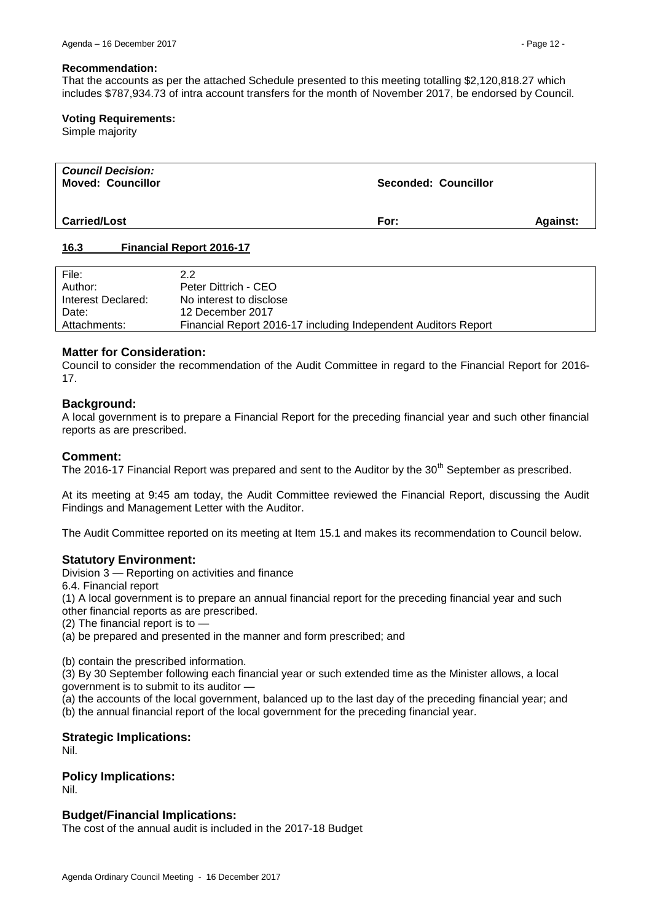**Recommendation:**

That the accounts as per the attached Schedule presented to this meeting totalling $2,120,818.27 which includes $787,934.73 of intra account transfers for the month of November 2017, be endorsed by Council.

**Voting Requirements:**

Simple majority

| ***Council Decision:*** | | |
|---|---|---|
| **Moved: Councillor** | **Seconded: Councillor** | |
| **Carried/Lost** | **For:** | **Against:** |

## 16.3 Financial Report 2016-17

| | |
|---|---|
| File: | 2.2 |
| Author: | Peter Dittrich - CEO |
| Interest Declared: | No interest to disclose |
| Date: | 12 December 2017 |
| Attachments: | Financial Report 2016-17 including Independent Auditors Report |

### Matter for Consideration:

Council to consider the recommendation of the Audit Committee in regard to the Financial Report for 2016-17.

### Background:

A local government is to prepare a Financial Report for the preceding financial year and such other financial reports as are prescribed.

### Comment:

The 2016-17 Financial Report was prepared and sent to the Auditor by the 30th September as prescribed.

At its meeting at 9:45 am today, the Audit Committee reviewed the Financial Report, discussing the Audit Findings and Management Letter with the Auditor.

The Audit Committee reported on its meeting at Item 15.1 and makes its recommendation to Council below.

### Statutory Environment:

Division 3 — Reporting on activities and finance

6.4. Financial report

(1) A local government is to prepare an annual financial report for the preceding financial year and such other financial reports as are prescribed.

(2) The financial report is to —

(a) be prepared and presented in the manner and form prescribed; and

(b) contain the prescribed information.

(3) By 30 September following each financial year or such extended time as the Minister allows, a local government is to submit to its auditor —

(a) the accounts of the local government, balanced up to the last day of the preceding financial year; and

(b) the annual financial report of the local government for the preceding financial year.

### Strategic Implications:

Nil.

### Policy Implications:

Nil.

### Budget/Financial Implications:

The cost of the annual audit is included in the 2017-18 Budget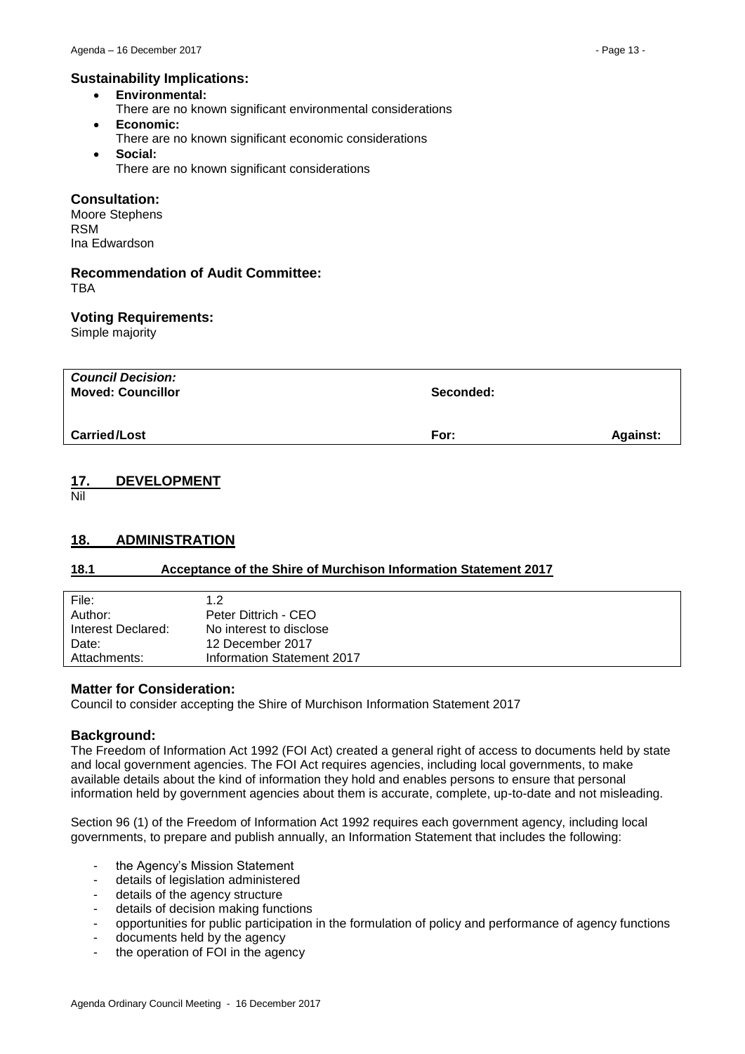## Sustainability Implications:

- **Environmental:**
  There are no known significant environmental considerations
- **Economic:**
  There are no known significant economic considerations
- **Social:**
  There are no known significant considerations

## Consultation:

Moore Stephens
RSM
Ina Edwardson

## Recommendation of Audit Committee:

TBA

## Voting Requirements:

Simple majority

| *Council Decision:* **Moved: Councillor** | **Seconded:** | |
|---|---|---|
| **Carried/Lost** | **For:** | **Against:** |

# 17. DEVELOPMENT

Nil

# 18. ADMINISTRATION

## 18.1 Acceptance of the Shire of Murchison Information Statement 2017

| | |
|---|---|
| File: | 1.2 |
| Author: | Peter Dittrich - CEO |
| Interest Declared: | No interest to disclose |
| Date: | 12 December 2017 |
| Attachments: | Information Statement 2017 |

## Matter for Consideration:

Council to consider accepting the Shire of Murchison Information Statement 2017

## Background:

The Freedom of Information Act 1992 (FOI Act) created a general right of access to documents held by state and local government agencies. The FOI Act requires agencies, including local governments, to make available details about the kind of information they hold and enables persons to ensure that personal information held by government agencies about them is accurate, complete, up-to-date and not misleading.

Section 96 (1) of the Freedom of Information Act 1992 requires each government agency, including local governments, to prepare and publish annually, an Information Statement that includes the following:

- the Agency's Mission Statement
- details of legislation administered
- details of the agency structure
- details of decision making functions
- opportunities for public participation in the formulation of policy and performance of agency functions
- documents held by the agency
- the operation of FOI in the agency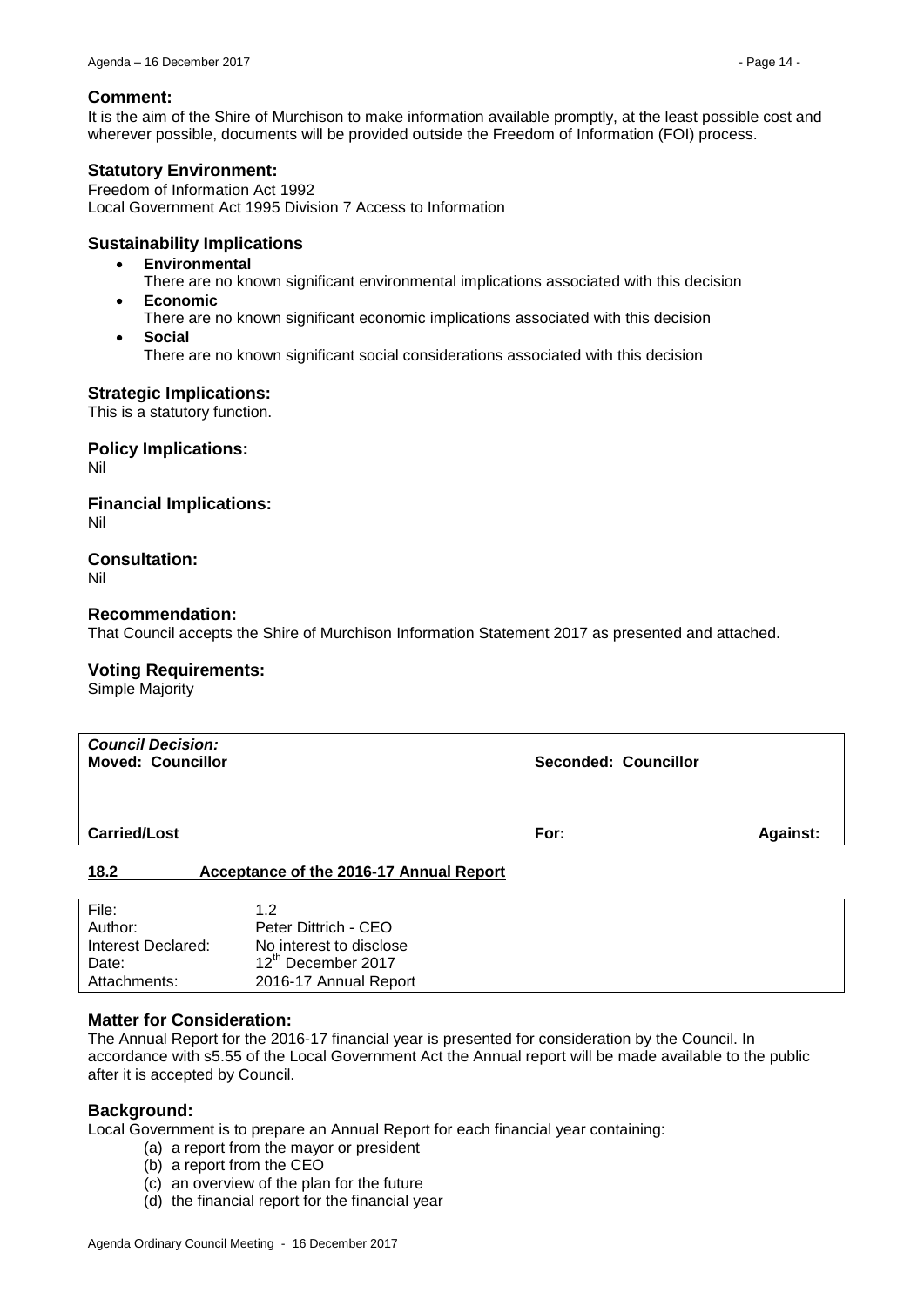### Comment:

It is the aim of the Shire of Murchison to make information available promptly, at the least possible cost and wherever possible, documents will be provided outside the Freedom of Information (FOI) process.

### Statutory Environment:

Freedom of Information Act 1992
Local Government Act 1995 Division 7 Access to Information

### Sustainability Implications

- **Environmental**
  There are no known significant environmental implications associated with this decision
- **Economic**
  There are no known significant economic implications associated with this decision
- **Social**
  There are no known significant social considerations associated with this decision

### Strategic Implications:

This is a statutory function.

### Policy Implications:

Nil

### Financial Implications:

Nil

### Consultation:

Nil

### Recommendation:

That Council accepts the Shire of Murchison Information Statement 2017 as presented and attached.

### Voting Requirements:

Simple Majority

| ***Council Decision:*** **Moved: Councillor** | **Seconded: Councillor** | |
|---|---|---|
| **Carried/Lost** | **For:** | **Against:** |

## 18.2 Acceptance of the 2016-17 Annual Report

| | |
|---|---|
| File: | 1.2 |
| Author: | Peter Dittrich - CEO |
| Interest Declared: | No interest to disclose |
| Date: | 12th December 2017 |
| Attachments: | 2016-17 Annual Report |

### Matter for Consideration:

The Annual Report for the 2016-17 financial year is presented for consideration by the Council. In accordance with s5.55 of the Local Government Act the Annual report will be made available to the public after it is accepted by Council.

### Background:

Local Government is to prepare an Annual Report for each financial year containing:

(a) a report from the mayor or president
(b) a report from the CEO
(c) an overview of the plan for the future
(d) the financial report for the financial year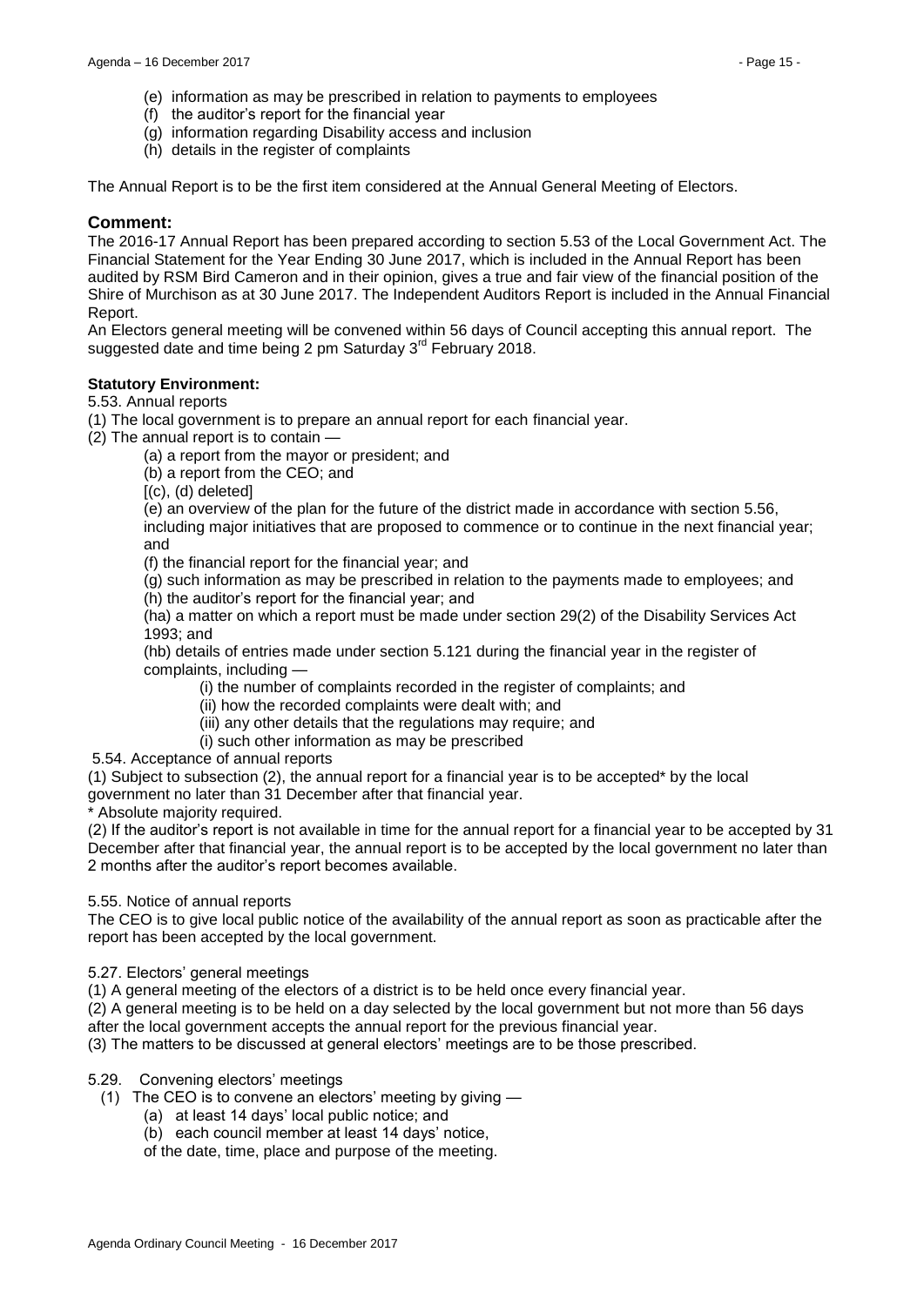(e) information as may be prescribed in relation to payments to employees
(f) the auditor's report for the financial year
(g) information regarding Disability access and inclusion
(h) details in the register of complaints

The Annual Report is to be the first item considered at the Annual General Meeting of Electors.

## Comment:

The 2016-17 Annual Report has been prepared according to section 5.53 of the Local Government Act. The Financial Statement for the Year Ending 30 June 2017, which is included in the Annual Report has been audited by RSM Bird Cameron and in their opinion, gives a true and fair view of the financial position of the Shire of Murchison as at 30 June 2017. The Independent Auditors Report is included in the Annual Financial Report.

An Electors general meeting will be convened within 56 days of Council accepting this annual report. The suggested date and time being 2 pm Saturday 3rd February 2018.

**Statutory Environment:**

5.53. Annual reports

(1) The local government is to prepare an annual report for each financial year.

(2) The annual report is to contain —

(a) a report from the mayor or president; and

(b) a report from the CEO; and

[(c), (d) deleted]

(e) an overview of the plan for the future of the district made in accordance with section 5.56, including major initiatives that are proposed to commence or to continue in the next financial year; and

(f) the financial report for the financial year; and

(g) such information as may be prescribed in relation to the payments made to employees; and

(h) the auditor's report for the financial year; and

(ha) a matter on which a report must be made under section 29(2) of the Disability Services Act 1993; and

(hb) details of entries made under section 5.121 during the financial year in the register of complaints, including —

(i) the number of complaints recorded in the register of complaints; and

(ii) how the recorded complaints were dealt with; and

(iii) any other details that the regulations may require; and

(i) such other information as may be prescribed

5.54. Acceptance of annual reports

(1) Subject to subsection (2), the annual report for a financial year is to be accepted* by the local government no later than 31 December after that financial year.

* Absolute majority required.

(2) If the auditor's report is not available in time for the annual report for a financial year to be accepted by 31 December after that financial year, the annual report is to be accepted by the local government no later than 2 months after the auditor's report becomes available.

5.55. Notice of annual reports

The CEO is to give local public notice of the availability of the annual report as soon as practicable after the report has been accepted by the local government.

5.27. Electors' general meetings

(1) A general meeting of the electors of a district is to be held once every financial year.

(2) A general meeting is to be held on a day selected by the local government but not more than 56 days after the local government accepts the annual report for the previous financial year.

(3) The matters to be discussed at general electors' meetings are to be those prescribed.

5.29. Convening electors' meetings

(1) The CEO is to convene an electors' meeting by giving —

(a) at least 14 days' local public notice; and

(b) each council member at least 14 days' notice,

of the date, time, place and purpose of the meeting.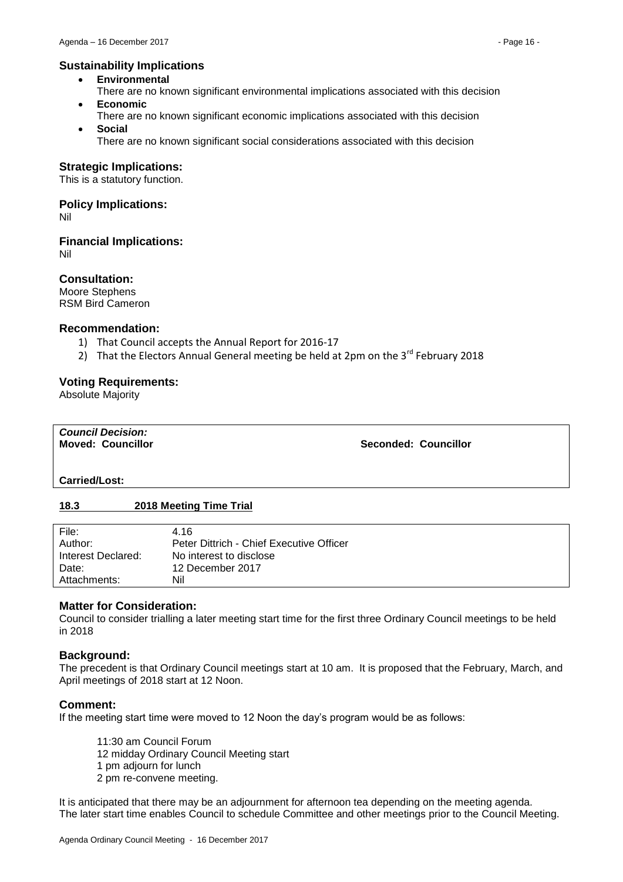### Sustainability Implications

- **Environmental**
  There are no known significant environmental implications associated with this decision
- **Economic**
  There are no known significant economic implications associated with this decision
- **Social**
  There are no known significant social considerations associated with this decision

### Strategic Implications:

This is a statutory function.

### Policy Implications:

Nil

### Financial Implications:

Nil

### Consultation:

Moore Stephens
RSM Bird Cameron

### Recommendation:

1) That Council accepts the Annual Report for 2016-17
2) That the Electors Annual General meeting be held at 2pm on the 3rd February 2018

### Voting Requirements:

Absolute Majority

| ***Council Decision:*** | |
|---|---|
| **Moved: Councillor** | **Seconded: Councillor** |
| **Carried/Lost:** | |

## 18.3 2018 Meeting Time Trial

| | |
|---|---|
| File: | 4.16 |
| Author: | Peter Dittrich - Chief Executive Officer |
| Interest Declared: | No interest to disclose |
| Date: | 12 December 2017 |
| Attachments: | Nil |

### Matter for Consideration:

Council to consider trialling a later meeting start time for the first three Ordinary Council meetings to be held in 2018

### Background:

The precedent is that Ordinary Council meetings start at 10 am. It is proposed that the February, March, and April meetings of 2018 start at 12 Noon.

### Comment:

If the meeting start time were moved to 12 Noon the day's program would be as follows:

11:30 am Council Forum
12 midday Ordinary Council Meeting start
1 pm adjourn for lunch
2 pm re-convene meeting.

It is anticipated that there may be an adjournment for afternoon tea depending on the meeting agenda.
The later start time enables Council to schedule Committee and other meetings prior to the Council Meeting.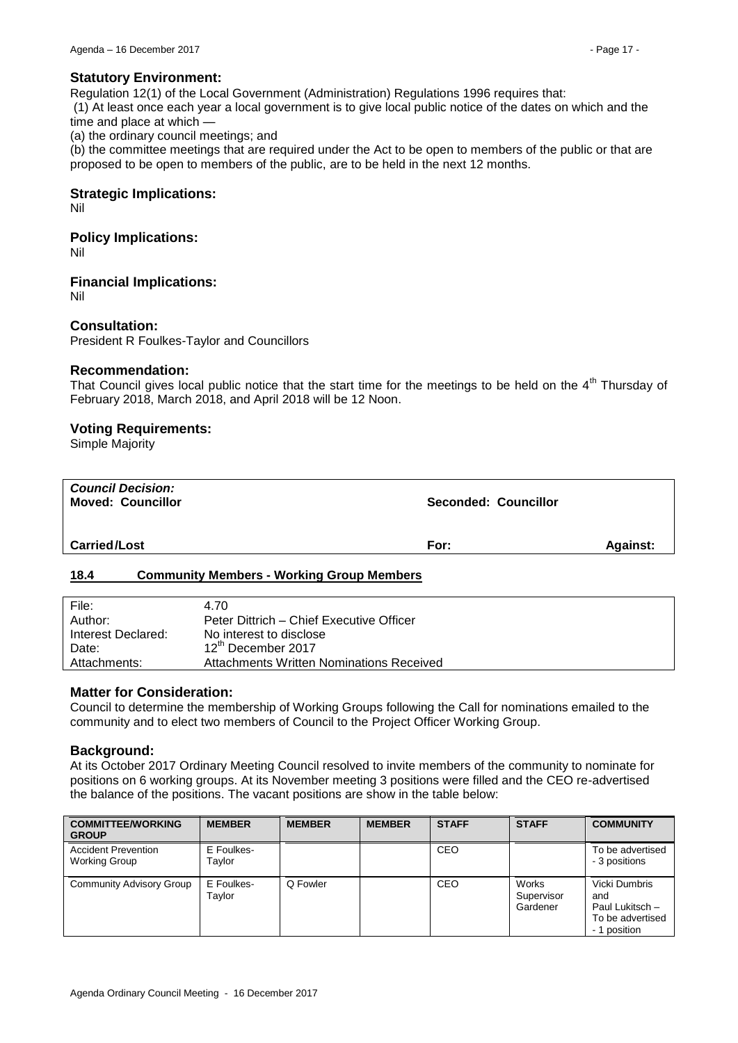### Statutory Environment:

Regulation 12(1) of the Local Government (Administration) Regulations 1996 requires that:

(1) At least once each year a local government is to give local public notice of the dates on which and the time and place at which —

(a) the ordinary council meetings; and

(b) the committee meetings that are required under the Act to be open to members of the public or that are proposed to be open to members of the public, are to be held in the next 12 months.

### Strategic Implications:

Nil

### Policy Implications:

Nil

### Financial Implications:

Nil

### Consultation:

President R Foulkes-Taylor and Councillors

### Recommendation:

That Council gives local public notice that the start time for the meetings to be held on the 4th Thursday of February 2018, March 2018, and April 2018 will be 12 Noon.

### Voting Requirements:

Simple Majority

| ***Council Decision:*** **Moved: Councillor** | **Seconded: Councillor** | |
|---|---|---|
| **Carried/Lost** | **For:** | **Against:** |

## 18.4 Community Members - Working Group Members

| | |
|---|---|
| File: | 4.70 |
| Author: | Peter Dittrich – Chief Executive Officer |
| Interest Declared: | No interest to disclose |
| Date: | 12th December 2017 |
| Attachments: | Attachments Written Nominations Received |

### Matter for Consideration:

Council to determine the membership of Working Groups following the Call for nominations emailed to the community and to elect two members of Council to the Project Officer Working Group.

### Background:

At its October 2017 Ordinary Meeting Council resolved to invite members of the community to nominate for positions on 6 working groups. At its November meeting 3 positions were filled and the CEO re-advertised the balance of the positions. The vacant positions are show in the table below:

| COMMITTEE/WORKING GROUP | MEMBER | MEMBER | MEMBER | STAFF | STAFF | COMMUNITY |
|---|---|---|---|---|---|---|
| Accident Prevention Working Group | E Foulkes-Taylor | | | CEO | | To be advertised - 3 positions |
| Community Advisory Group | E Foulkes-Taylor | Q Fowler | | CEO | Works Supervisor Gardener | Vicki Dumbris and Paul Lukitsch – To be advertised - 1 position |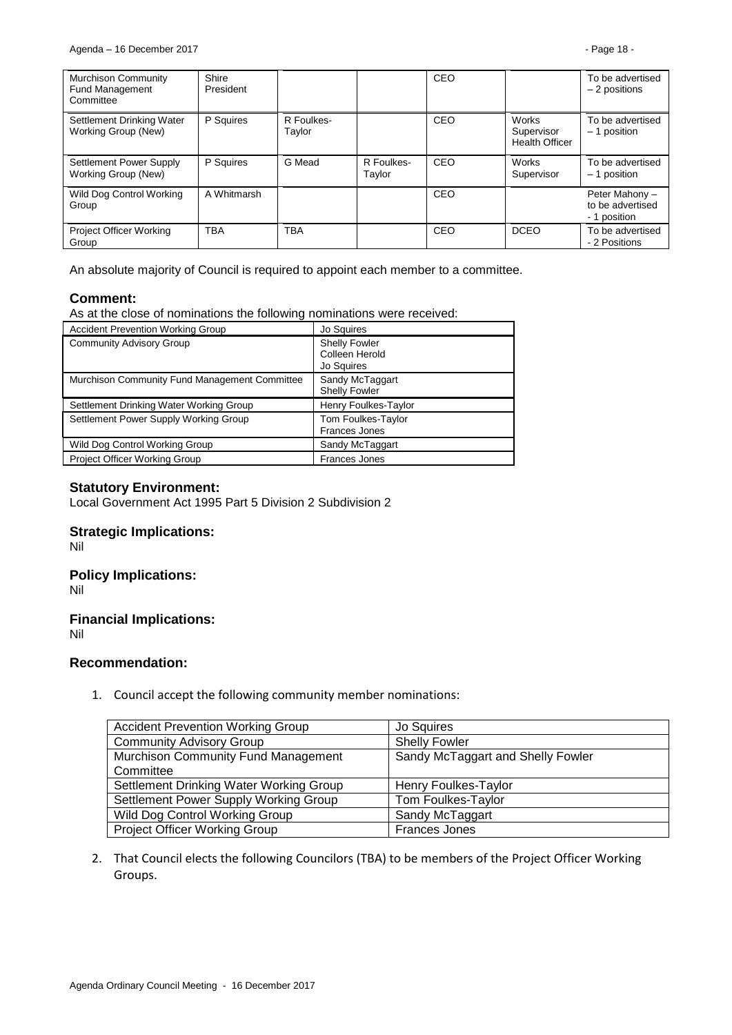| Murchison Community Fund Management Committee | Shire President | | | CEO | | To be advertised – 2 positions |
|---|---|---|---|---|---|---|
| Settlement Drinking Water Working Group (New) | P Squires | R Foulkes-Taylor | | CEO | Works Supervisor Health Officer | To be advertised – 1 position |
| Settlement Power Supply Working Group (New) | P Squires | G Mead | R Foulkes-Taylor | CEO | Works Supervisor | To be advertised – 1 position |
| Wild Dog Control Working Group | A Whitmarsh | | | CEO | | Peter Mahony – to be advertised - 1 position |
| Project Officer Working Group | TBA | TBA | | CEO | DCEO | To be advertised - 2 Positions |

An absolute majority of Council is required to appoint each member to a committee.

## Comment:

As at the close of nominations the following nominations were received:

| Accident Prevention Working Group | Jo Squires |
|---|---|
| Community Advisory Group | Shelly Fowler<br>Colleen Herold<br>Jo Squires |
| Murchison Community Fund Management Committee | Sandy McTaggart<br>Shelly Fowler |
| Settlement Drinking Water Working Group | Henry Foulkes-Taylor |
| Settlement Power Supply Working Group | Tom Foulkes-Taylor<br>Frances Jones |
| Wild Dog Control Working Group | Sandy McTaggart |
| Project Officer Working Group | Frances Jones |

## Statutory Environment:

Local Government Act 1995 Part 5 Division 2 Subdivision 2

## Strategic Implications:

Nil

## Policy Implications:

Nil

## Financial Implications:

Nil

## Recommendation:

1. Council accept the following community member nominations:

| Accident Prevention Working Group | Jo Squires |
|---|---|
| Community Advisory Group | Shelly Fowler |
| Murchison Community Fund Management Committee | Sandy McTaggart and Shelly Fowler |
| Settlement Drinking Water Working Group | Henry Foulkes-Taylor |
| Settlement Power Supply Working Group | Tom Foulkes-Taylor |
| Wild Dog Control Working Group | Sandy McTaggart |
| Project Officer Working Group | Frances Jones |

2. That Council elects the following Councilors (TBA) to be members of the Project Officer Working Groups.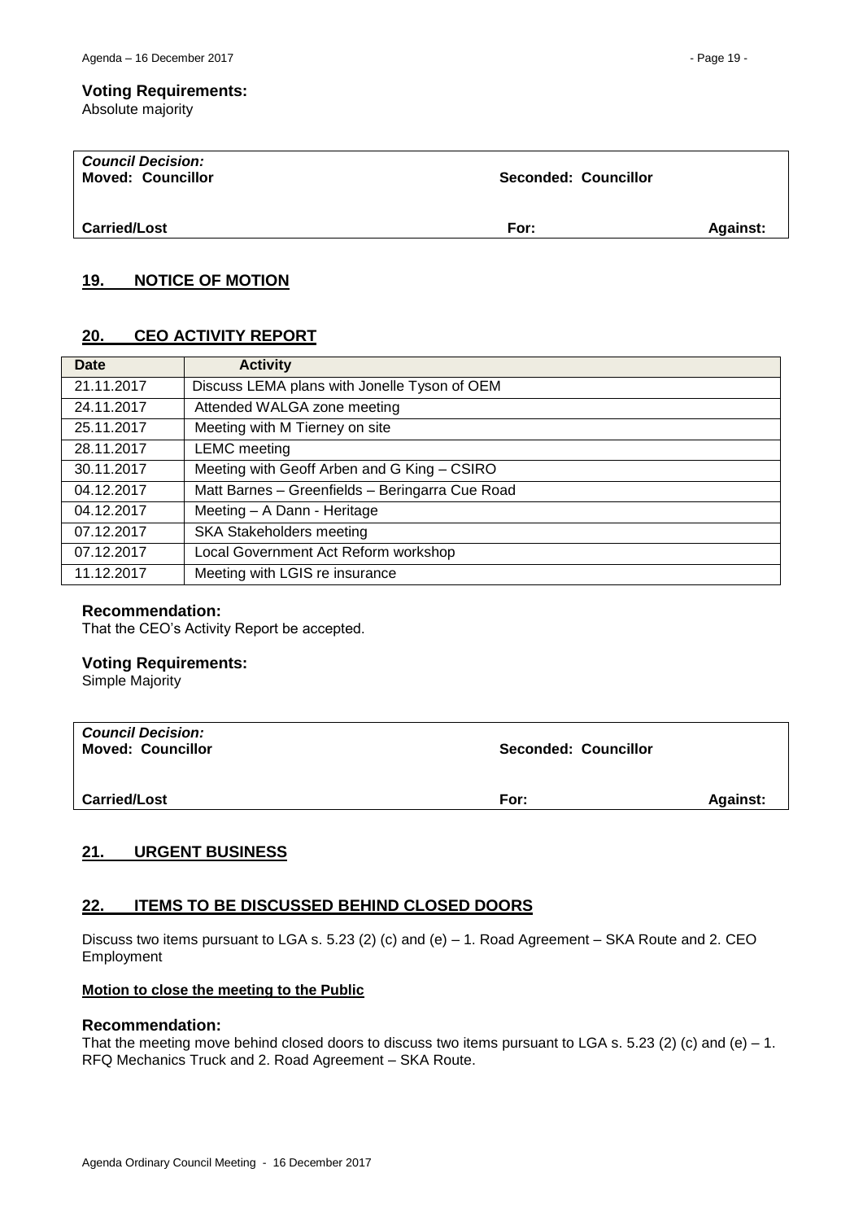### Voting Requirements:

Absolute majority

| *Council Decision:* | | |
|---|---|---|
| **Moved: Councillor** | **Seconded: Councillor** | |
| **Carried/Lost** | **For:** | **Against:** |

## 19. NOTICE OF MOTION

## 20. CEO ACTIVITY REPORT

| Date | Activity |
|---|---|
| 21.11.2017 | Discuss LEMA plans with Jonelle Tyson of OEM |
| 24.11.2017 | Attended WALGA zone meeting |
| 25.11.2017 | Meeting with M Tierney on site |
| 28.11.2017 | LEMC meeting |
| 30.11.2017 | Meeting with Geoff Arben and G King – CSIRO |
| 04.12.2017 | Matt Barnes – Greenfields – Beringarra Cue Road |
| 04.12.2017 | Meeting – A Dann - Heritage |
| 07.12.2017 | SKA Stakeholders meeting |
| 07.12.2017 | Local Government Act Reform workshop |
| 11.12.2017 | Meeting with LGIS re insurance |

### Recommendation:

That the CEO's Activity Report be accepted.

### Voting Requirements:

Simple Majority

| *Council Decision:* | | |
|---|---|---|
| **Moved: Councillor** | **Seconded: Councillor** | |
| **Carried/Lost** | **For:** | **Against:** |

## 21. URGENT BUSINESS

## 22. ITEMS TO BE DISCUSSED BEHIND CLOSED DOORS

Discuss two items pursuant to LGA s. 5.23 (2) (c) and (e) – 1. Road Agreement – SKA Route and 2. CEO Employment

**Motion to close the meeting to the Public**

### Recommendation:

That the meeting move behind closed doors to discuss two items pursuant to LGA s. 5.23 (2) (c) and (e) – 1. RFQ Mechanics Truck and 2. Road Agreement – SKA Route.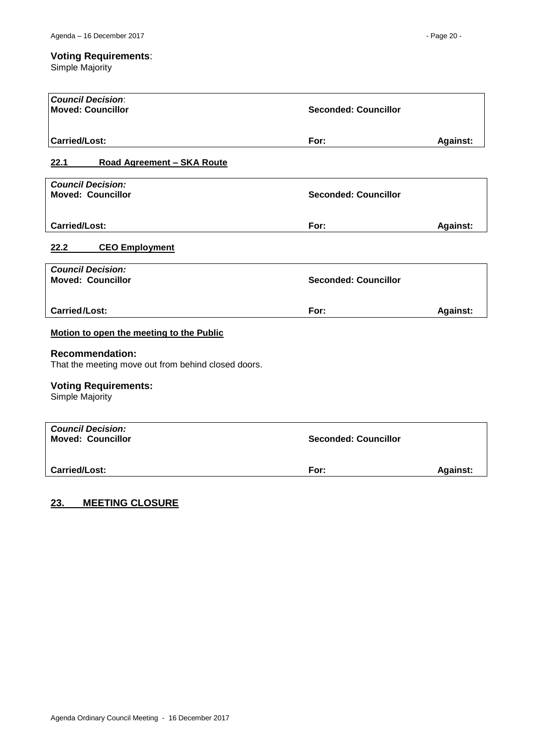**Voting Requirements**:
Simple Majority

| | | |
|---|---|---|
| ***Council Decision***:<br>**Moved: Councillor** | **Seconded: Councillor** | |
| **Carried/Lost:** | **For:** | **Against:** |

## 22.1 Road Agreement – SKA Route

| | | |
|---|---|---|
| ***Council Decision:***<br>**Moved: Councillor** | **Seconded: Councillor** | |
| **Carried/Lost:** | **For:** | **Against:** |

## 22.2 CEO Employment

| | | |
|---|---|---|
| ***Council Decision:***<br>**Moved: Councillor** | **Seconded: Councillor** | |
| **Carried/Lost:** | **For:** | **Against:** |

**Motion to open the meeting to the Public**

**Recommendation:**
That the meeting move out from behind closed doors.

**Voting Requirements:**
Simple Majority

| | | |
|---|---|---|
| ***Council Decision:***<br>**Moved: Councillor** | **Seconded: Councillor** | |
| **Carried/Lost:** | **For:** | **Against:** |

## 23. MEETING CLOSURE